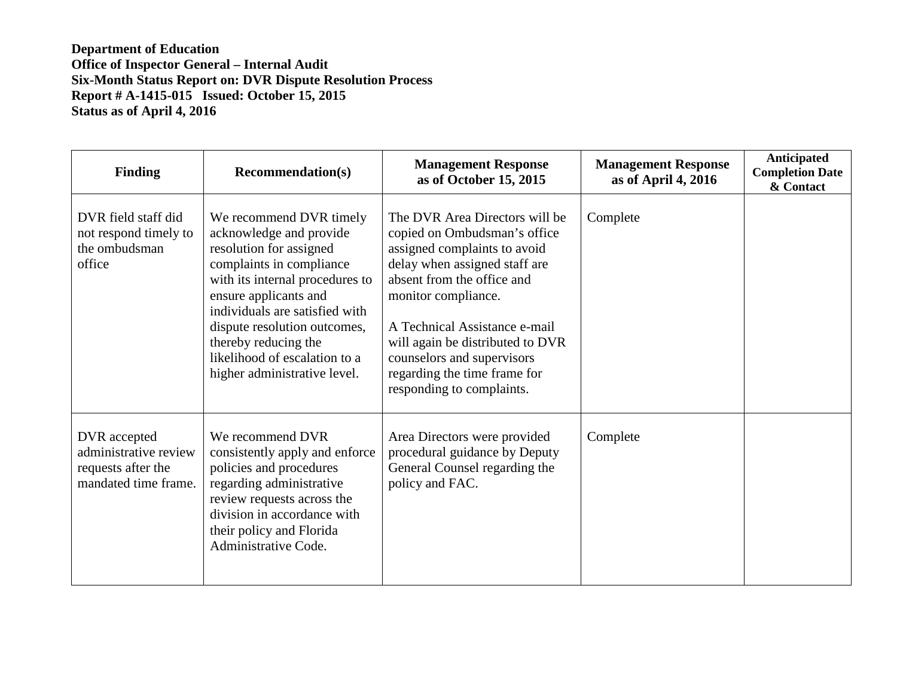**Department of Education**
**Office of Inspector General – Internal Audit**
**Six-Month Status Report on: DVR Dispute Resolution Process**
**Report # A-1415-015 Issued: October 15, 2015**
**Status as of April 4, 2016**

| Finding | Recommendation(s) | Management Response as of October 15, 2015 | Management Response as of April 4, 2016 | Anticipated Completion Date & Contact |
|---|---|---|---|---|
| DVR field staff did not respond timely to the ombudsman office | We recommend DVR timely acknowledge and provide resolution for assigned complaints in compliance with its internal procedures to ensure applicants and individuals are satisfied with dispute resolution outcomes, thereby reducing the likelihood of escalation to a higher administrative level. | The DVR Area Directors will be copied on Ombudsman's office assigned complaints to avoid delay when assigned staff are absent from the office and monitor compliance.<br><br>A Technical Assistance e-mail will again be distributed to DVR counselors and supervisors regarding the time frame for responding to complaints. | Complete | |
| DVR accepted administrative review requests after the mandated time frame. | We recommend DVR consistently apply and enforce policies and procedures regarding administrative review requests across the division in accordance with their policy and Florida Administrative Code. | Area Directors were provided procedural guidance by Deputy General Counsel regarding the policy and FAC. | Complete | |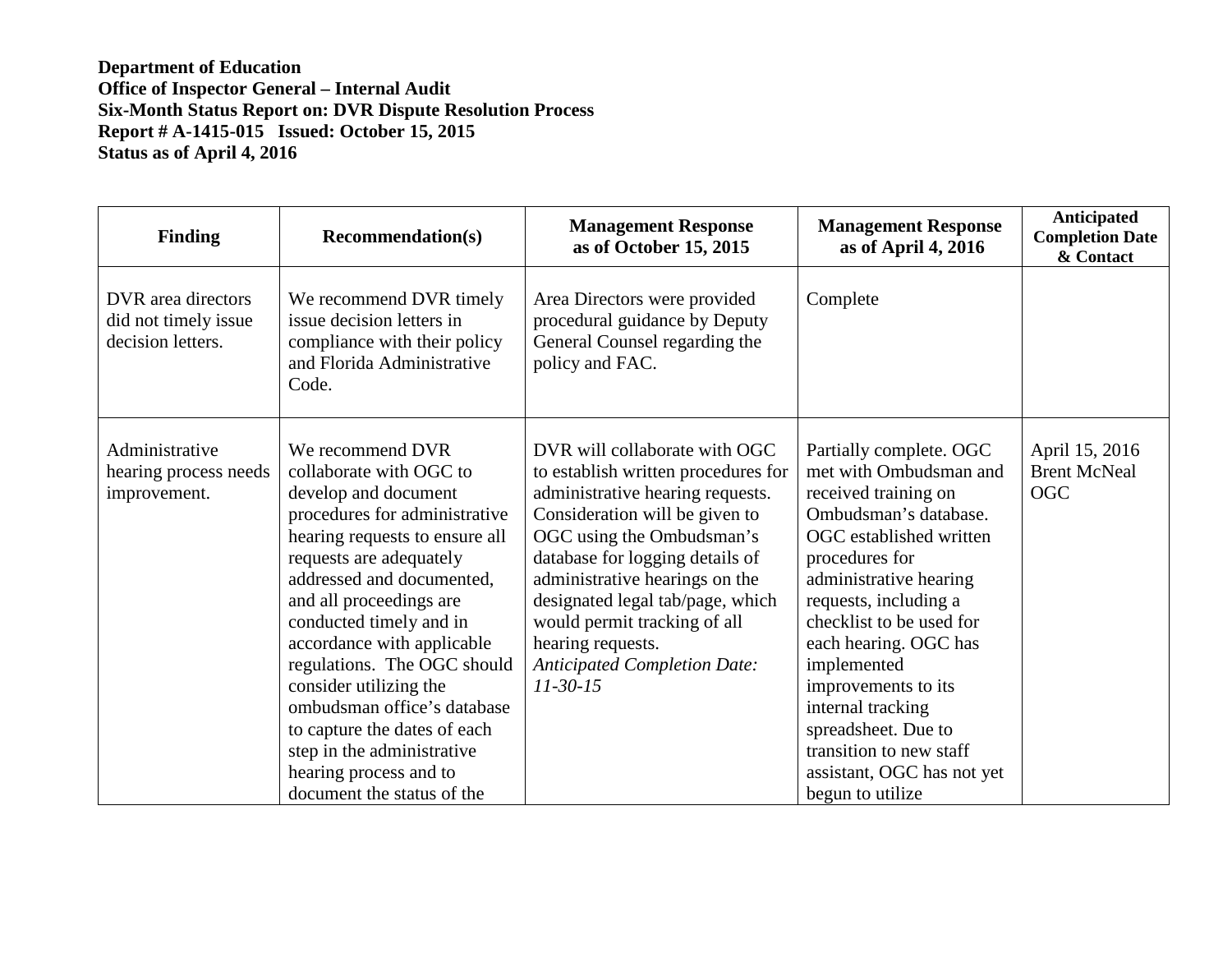**Department of Education**
**Office of Inspector General – Internal Audit**
**Six-Month Status Report on: DVR Dispute Resolution Process**
**Report # A-1415-015 Issued: October 15, 2015**
**Status as of April 4, 2016**

| Finding | Recommendation(s) | Management Response as of October 15, 2015 | Management Response as of April 4, 2016 | Anticipated Completion Date & Contact |
|---|---|---|---|---|
| DVR area directors did not timely issue decision letters. | We recommend DVR timely issue decision letters in compliance with their policy and Florida Administrative Code. | Area Directors were provided procedural guidance by Deputy General Counsel regarding the policy and FAC. | Complete | |
| Administrative hearing process needs improvement. | We recommend DVR collaborate with OGC to develop and document procedures for administrative hearing requests to ensure all requests are adequately addressed and documented, and all proceedings are conducted timely and in accordance with applicable regulations. The OGC should consider utilizing the ombudsman office's database to capture the dates of each step in the administrative hearing process and to document the status of the | DVR will collaborate with OGC to establish written procedures for administrative hearing requests. Consideration will be given to OGC using the Ombudsman's database for logging details of administrative hearings on the designated legal tab/page, which would permit tracking of all hearing requests. *Anticipated Completion Date: 11-30-15* | Partially complete. OGC met with Ombudsman and received training on Ombudsman's database. OGC established written procedures for administrative hearing requests, including a checklist to be used for each hearing. OGC has implemented improvements to its internal tracking spreadsheet. Due to transition to new staff assistant, OGC has not yet begun to utilize | April 15, 2016 Brent McNeal OGC |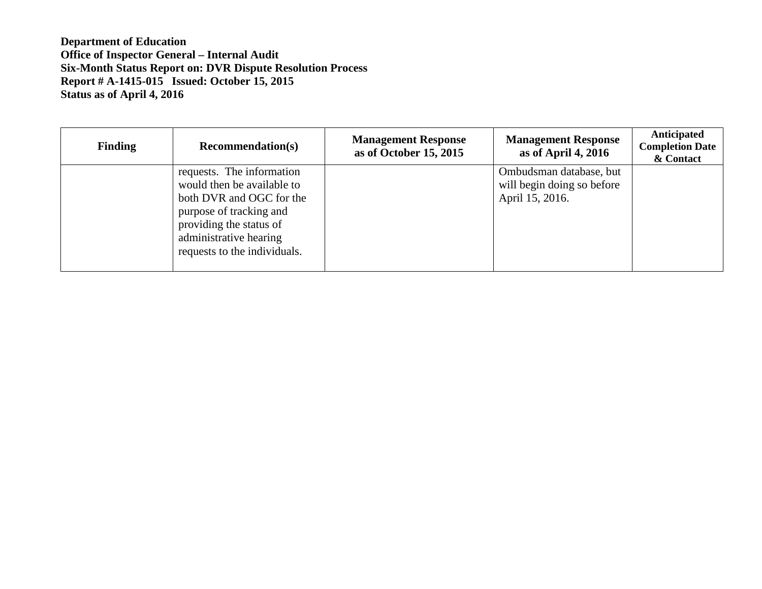**Department of Education**
**Office of Inspector General – Internal Audit**
**Six-Month Status Report on: DVR Dispute Resolution Process**
**Report # A-1415-015 Issued: October 15, 2015**
**Status as of April 4, 2016**

| Finding | Recommendation(s) | Management Response as of October 15, 2015 | Management Response as of April 4, 2016 | Anticipated Completion Date & Contact |
|---|---|---|---|---|
| | requests. The information would then be available to both DVR and OGC for the purpose of tracking and providing the status of administrative hearing requests to the individuals. | | Ombudsman database, but will begin doing so before April 15, 2016. | |